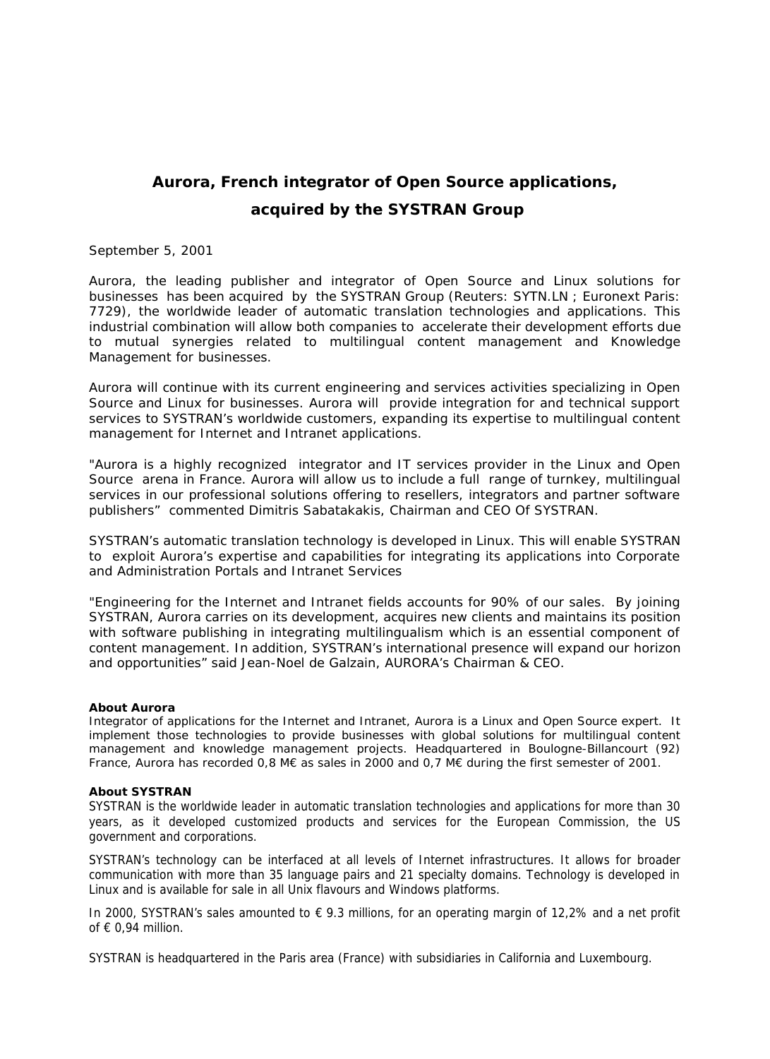# Aurora, French integrator of Open Source applications, acquired by the SYSTRAN Group

September 5, 2001

Aurora, the leading publisher and integrator of Open Source and Linux solutions for businesses has been acquired by the SYSTRAN Group (Reuters: SYTN.LN ; Euronext Paris: 7729), the worldwide leader of automatic translation technologies and applications. This industrial combination will allow both companies to accelerate their development efforts due to mutual synergies related to multilingual content management and Knowledge Management for businesses.

Aurora will continue with its current engineering and services activities specializing in Open Source and Linux for businesses. Aurora will provide integration for and technical support services to SYSTRAN's worldwide customers, expanding its expertise to multilingual content management for Internet and Intranet applications.

"Aurora is a highly recognized integrator and IT services provider in the Linux and Open Source arena in France. Aurora will allow us to include a full range of turnkey, multilingual services in our professional solutions offering to resellers, integrators and partner software publishers" commented Dimitris Sabatakakis, Chairman and CEO Of SYSTRAN.

SYSTRAN's automatic translation technology is developed in Linux. This will enable SYSTRAN to exploit Aurora's expertise and capabilities for integrating its applications into Corporate and Administration Portals and Intranet Services

"Engineering for the Internet and Intranet fields accounts for 90% of our sales. By joining SYSTRAN, Aurora carries on its development, acquires new clients and maintains its position with software publishing in integrating multilingualism which is an essential component of content management. In addition, SYSTRAN's international presence will expand our horizon and opportunities" said Jean-Noel de Galzain, AURORA's Chairman & CEO.

**About Aurora**

Integrator of applications for the Internet and Intranet, Aurora is a Linux and Open Source expert. It implement those technologies to provide businesses with global solutions for multilingual content management and knowledge management projects. Headquartered in Boulogne-Billancourt (92) France, Aurora has recorded 0,8 M€ as sales in 2000 and 0,7 M€ during the first semester of 2001.

**About SYSTRAN**

SYSTRAN is the worldwide leader in automatic translation technologies and applications for more than 30 years, as it developed customized products and services for the European Commission, the US government and corporations.

SYSTRAN's technology can be interfaced at all levels of Internet infrastructures. It allows for broader communication with more than 35 language pairs and 21 specialty domains. Technology is developed in Linux and is available for sale in all Unix flavours and Windows platforms.

In 2000, SYSTRAN's sales amounted to € 9.3 millions, for an operating margin of 12,2% and a net profit of € 0,94 million.

SYSTRAN is headquartered in the Paris area (France) with subsidiaries in California and Luxembourg.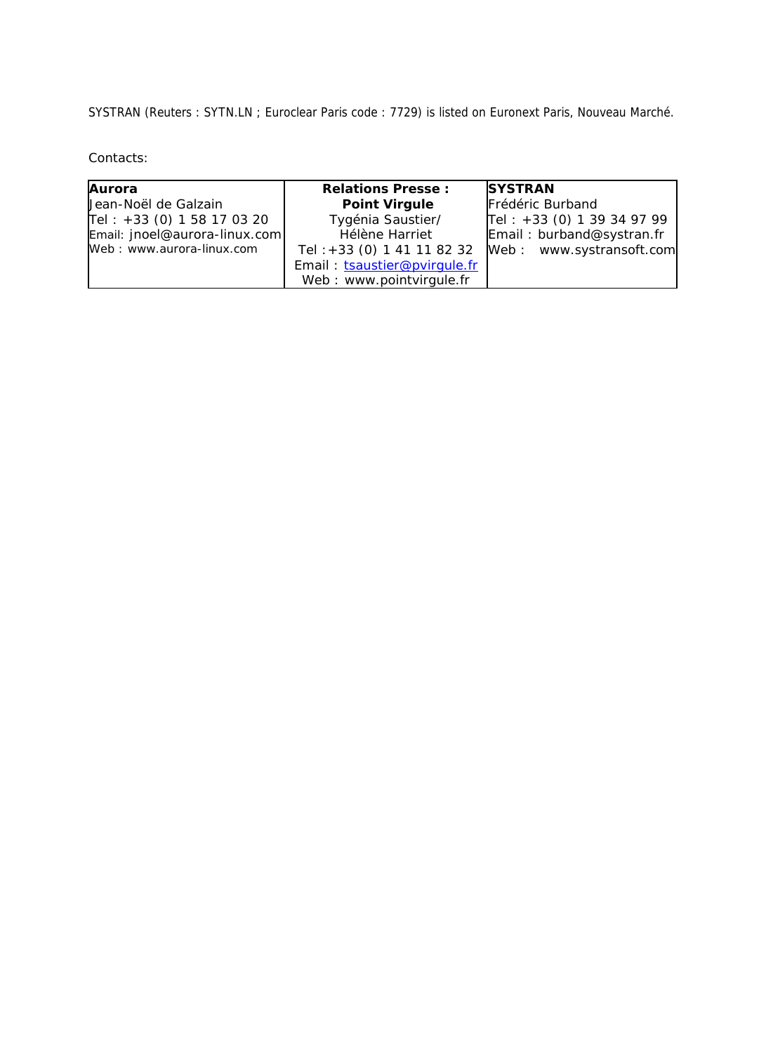SYSTRAN (Reuters : SYTN.LN ; Euroclear Paris code : 7729) is listed on Euronext Paris, Nouveau Marché.

Contacts:

| **Aurora** | **Relations Presse :**<br>**Point Virgule** | **SYSTRAN** |
|---|---|---|
| Jean-Noël de Galzain<br>Tel : +33 (0) 1 58 17 03 20<br>Email: jnoel@aurora-linux.com<br>Web : www.aurora-linux.com | Tygénia Saustier/<br>Hélène Harriet<br>Tel :+33 (0) 1 41 11 82 32<br>Email : tsaustier@pvirgule.fr<br>Web : www.pointvirgule.fr | Frédéric Burband<br>Tel : +33 (0) 1 39 34 97 99<br>Email : burband@systran.fr<br>Web :  www.systransoft.com |